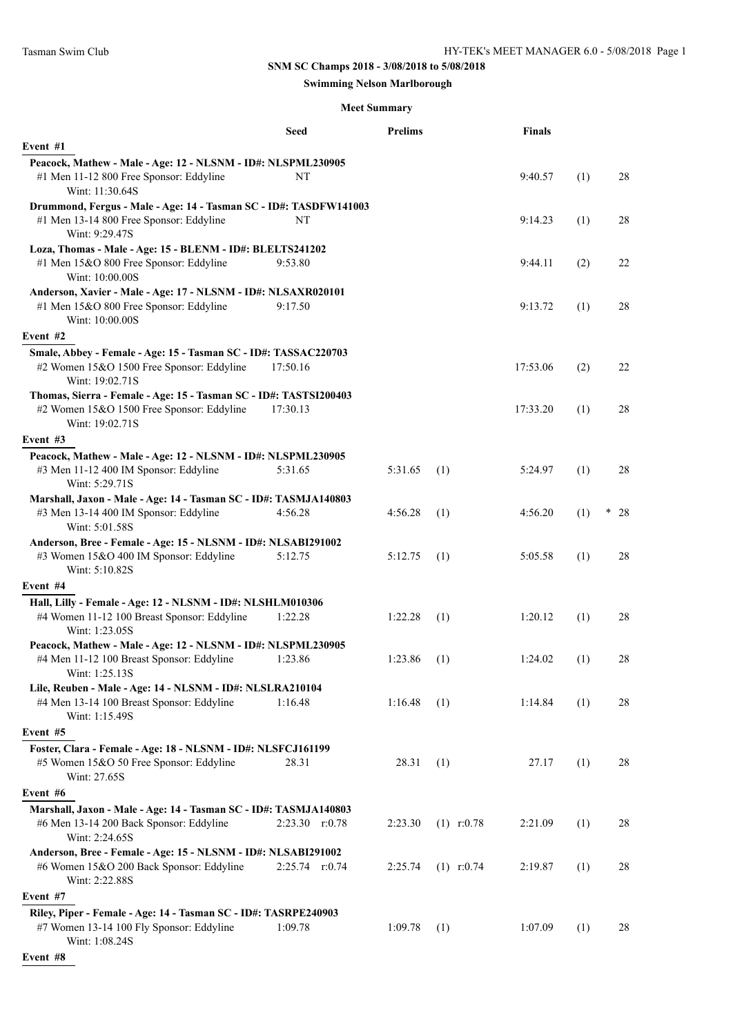**SNM SC Champs 2018 - 3/08/2018 to 5/08/2018**

**Swimming Nelson Marlborough**

**Meet Summary**

| | Seed | Prelims | | Finals | | |
|---|---|---|---|---|---|---|
| **Event #1** | | | | | | |
| **Peacock, Mathew - Male - Age: 12 - NLSNM - ID#: NLSPML230905** | | | | | | |
| #1 Men 11-12 800 Free Sponsor: Eddyline Wint: 11:30.64S | NT | | | 9:40.57 | (1) | 28 |
| **Drummond, Fergus - Male - Age: 14 - Tasman SC - ID#: TASDFW141003** | | | | | | |
| #1 Men 13-14 800 Free Sponsor: Eddyline Wint: 9:29.47S | NT | | | 9:14.23 | (1) | 28 |
| **Loza, Thomas - Male - Age: 15 - BLENM - ID#: BLELTS241202** | | | | | | |
| #1 Men 15&O 800 Free Sponsor: Eddyline Wint: 10:00.00S | 9:53.80 | | | 9:44.11 | (2) | 22 |
| **Anderson, Xavier - Male - Age: 17 - NLSNM - ID#: NLSAXR020101** | | | | | | |
| #1 Men 15&O 800 Free Sponsor: Eddyline Wint: 10:00.00S | 9:17.50 | | | 9:13.72 | (1) | 28 |
| **Event #2** | | | | | | |
| **Smale, Abbey - Female - Age: 15 - Tasman SC - ID#: TASSAC220703** | | | | | | |
| #2 Women 15&O 1500 Free Sponsor: Eddyline Wint: 19:02.71S | 17:50.16 | | | 17:53.06 | (2) | 22 |
| **Thomas, Sierra - Female - Age: 15 - Tasman SC - ID#: TASTSI200403** | | | | | | |
| #2 Women 15&O 1500 Free Sponsor: Eddyline Wint: 19:02.71S | 17:30.13 | | | 17:33.20 | (1) | 28 |
| **Event #3** | | | | | | |
| **Peacock, Mathew - Male - Age: 12 - NLSNM - ID#: NLSPML230905** | | | | | | |
| #3 Men 11-12 400 IM Sponsor: Eddyline Wint: 5:29.71S | 5:31.65 | 5:31.65 | (1) | 5:24.97 | (1) | 28 |
| **Marshall, Jaxon - Male - Age: 14 - Tasman SC - ID#: TASMJA140803** | | | | | | |
| #3 Men 13-14 400 IM Sponsor: Eddyline Wint: 5:01.58S | 4:56.28 | 4:56.28 | (1) | 4:56.20 | (1) | * 28 |
| **Anderson, Bree - Female - Age: 15 - NLSNM - ID#: NLSABI291002** | | | | | | |
| #3 Women 15&O 400 IM Sponsor: Eddyline Wint: 5:10.82S | 5:12.75 | 5:12.75 | (1) | 5:05.58 | (1) | 28 |
| **Event #4** | | | | | | |
| **Hall, Lilly - Female - Age: 12 - NLSNM - ID#: NLSHLM010306** | | | | | | |
| #4 Women 11-12 100 Breast Sponsor: Eddyline Wint: 1:23.05S | 1:22.28 | 1:22.28 | (1) | 1:20.12 | (1) | 28 |
| **Peacock, Mathew - Male - Age: 12 - NLSNM - ID#: NLSPML230905** | | | | | | |
| #4 Men 11-12 100 Breast Sponsor: Eddyline Wint: 1:25.13S | 1:23.86 | 1:23.86 | (1) | 1:24.02 | (1) | 28 |
| **Lile, Reuben - Male - Age: 14 - NLSNM - ID#: NLSLRA210104** | | | | | | |
| #4 Men 13-14 100 Breast Sponsor: Eddyline Wint: 1:15.49S | 1:16.48 | 1:16.48 | (1) | 1:14.84 | (1) | 28 |
| **Event #5** | | | | | | |
| **Foster, Clara - Female - Age: 18 - NLSNM - ID#: NLSFCJ161199** | | | | | | |
| #5 Women 15&O 50 Free Sponsor: Eddyline Wint: 27.65S | 28.31 | 28.31 | (1) | 27.17 | (1) | 28 |
| **Event #6** | | | | | | |
| **Marshall, Jaxon - Male - Age: 14 - Tasman SC - ID#: TASMJA140803** | | | | | | |
| #6 Men 13-14 200 Back Sponsor: Eddyline Wint: 2:24.65S | 2:23.30 r:0.78 | 2:23.30 | (1) r:0.78 | 2:21.09 | (1) | 28 |
| **Anderson, Bree - Female - Age: 15 - NLSNM - ID#: NLSABI291002** | | | | | | |
| #6 Women 15&O 200 Back Sponsor: Eddyline Wint: 2:22.88S | 2:25.74 r:0.74 | 2:25.74 | (1) r:0.74 | 2:19.87 | (1) | 28 |
| **Event #7** | | | | | | |
| **Riley, Piper - Female - Age: 14 - Tasman SC - ID#: TASRPE240903** | | | | | | |
| #7 Women 13-14 100 Fly Sponsor: Eddyline Wint: 1:08.24S | 1:09.78 | 1:09.78 | (1) | 1:07.09 | (1) | 28 |
| **Event #8** | | | | | | |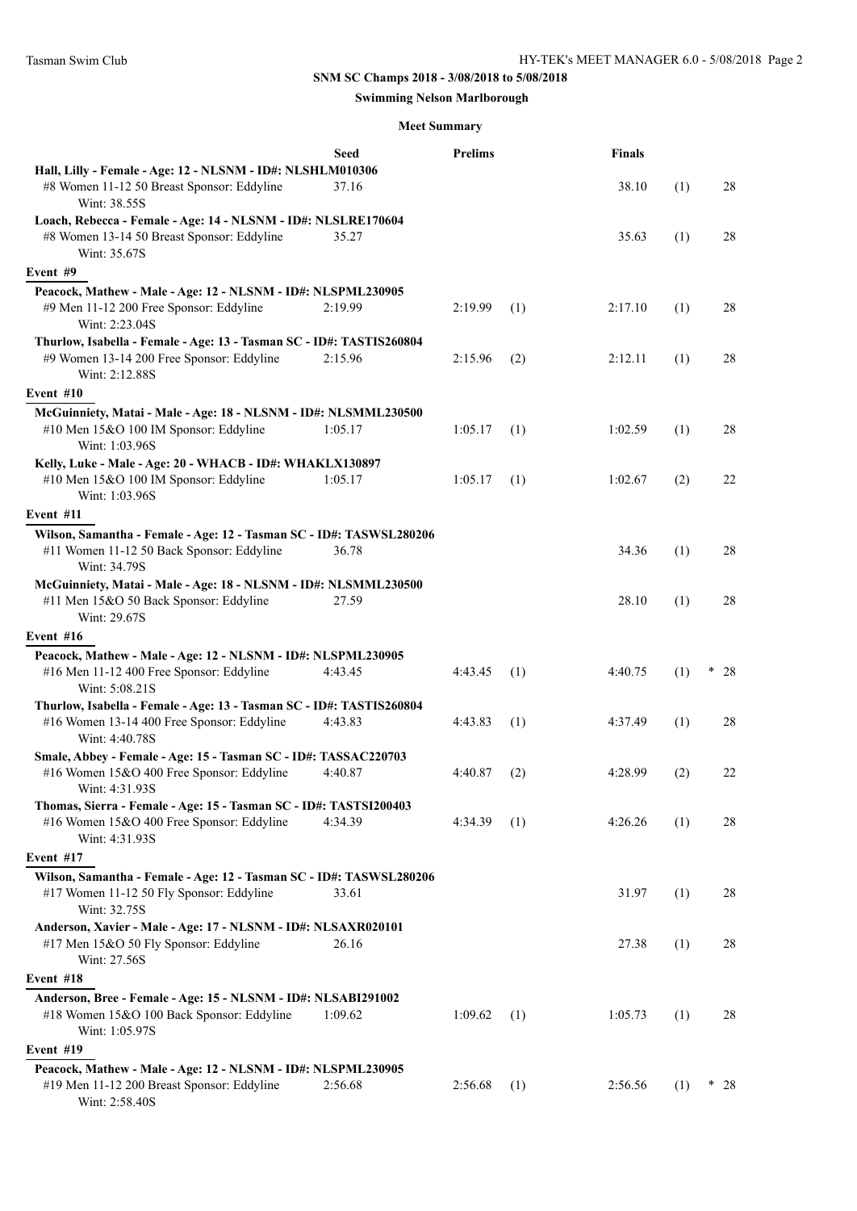**SNM SC Champs 2018 - 3/08/2018 to 5/08/2018**

**Swimming Nelson Marlborough**

**Meet Summary**

| | Seed | Prelims | | Finals | | |
|---|---|---|---|---|---|---|
| **Hall, Lilly - Female - Age: 12 - NLSNM - ID#: NLSHLM010306** | | | | | | |
| #8 Women 11-12 50 Breast Sponsor: Eddyline<br>Wint: 38.55S | 37.16 | | | 38.10 | (1) | 28 |
| **Loach, Rebecca - Female - Age: 14 - NLSNM - ID#: NLSLRE170604** | | | | | | |
| #8 Women 13-14 50 Breast Sponsor: Eddyline<br>Wint: 35.67S | 35.27 | | | 35.63 | (1) | 28 |
| **Event #9** | | | | | | |
| **Peacock, Mathew - Male - Age: 12 - NLSNM - ID#: NLSPML230905** | | | | | | |
| #9 Men 11-12 200 Free Sponsor: Eddyline<br>Wint: 2:23.04S | 2:19.99 | 2:19.99 | (1) | 2:17.10 | (1) | 28 |
| **Thurlow, Isabella - Female - Age: 13 - Tasman SC - ID#: TASTIS260804** | | | | | | |
| #9 Women 13-14 200 Free Sponsor: Eddyline<br>Wint: 2:12.88S | 2:15.96 | 2:15.96 | (2) | 2:12.11 | (1) | 28 |
| **Event #10** | | | | | | |
| **McGuinniety, Matai - Male - Age: 18 - NLSNM - ID#: NLSMML230500** | | | | | | |
| #10 Men 15&O 100 IM Sponsor: Eddyline<br>Wint: 1:03.96S | 1:05.17 | 1:05.17 | (1) | 1:02.59 | (1) | 28 |
| **Kelly, Luke - Male - Age: 20 - WHACB - ID#: WHAKLX130897** | | | | | | |
| #10 Men 15&O 100 IM Sponsor: Eddyline<br>Wint: 1:03.96S | 1:05.17 | 1:05.17 | (1) | 1:02.67 | (2) | 22 |
| **Event #11** | | | | | | |
| **Wilson, Samantha - Female - Age: 12 - Tasman SC - ID#: TASWSL280206** | | | | | | |
| #11 Women 11-12 50 Back Sponsor: Eddyline<br>Wint: 34.79S | 36.78 | | | 34.36 | (1) | 28 |
| **McGuinniety, Matai - Male - Age: 18 - NLSNM - ID#: NLSMML230500** | | | | | | |
| #11 Men 15&O 50 Back Sponsor: Eddyline<br>Wint: 29.67S | 27.59 | | | 28.10 | (1) | 28 |
| **Event #16** | | | | | | |
| **Peacock, Mathew - Male - Age: 12 - NLSNM - ID#: NLSPML230905** | | | | | | |
| #16 Men 11-12 400 Free Sponsor: Eddyline<br>Wint: 5:08.21S | 4:43.45 | 4:43.45 | (1) | 4:40.75 | (1) | * 28 |
| **Thurlow, Isabella - Female - Age: 13 - Tasman SC - ID#: TASTIS260804** | | | | | | |
| #16 Women 13-14 400 Free Sponsor: Eddyline<br>Wint: 4:40.78S | 4:43.83 | 4:43.83 | (1) | 4:37.49 | (1) | 28 |
| **Smale, Abbey - Female - Age: 15 - Tasman SC - ID#: TASSAC220703** | | | | | | |
| #16 Women 15&O 400 Free Sponsor: Eddyline<br>Wint: 4:31.93S | 4:40.87 | 4:40.87 | (2) | 4:28.99 | (2) | 22 |
| **Thomas, Sierra - Female - Age: 15 - Tasman SC - ID#: TASTSI200403** | | | | | | |
| #16 Women 15&O 400 Free Sponsor: Eddyline<br>Wint: 4:31.93S | 4:34.39 | 4:34.39 | (1) | 4:26.26 | (1) | 28 |
| **Event #17** | | | | | | |
| **Wilson, Samantha - Female - Age: 12 - Tasman SC - ID#: TASWSL280206** | | | | | | |
| #17 Women 11-12 50 Fly Sponsor: Eddyline<br>Wint: 32.75S | 33.61 | | | 31.97 | (1) | 28 |
| **Anderson, Xavier - Male - Age: 17 - NLSNM - ID#: NLSAXR020101** | | | | | | |
| #17 Men 15&O 50 Fly Sponsor: Eddyline<br>Wint: 27.56S | 26.16 | | | 27.38 | (1) | 28 |
| **Event #18** | | | | | | |
| **Anderson, Bree - Female - Age: 15 - NLSNM - ID#: NLSABI291002** | | | | | | |
| #18 Women 15&O 100 Back Sponsor: Eddyline<br>Wint: 1:05.97S | 1:09.62 | 1:09.62 | (1) | 1:05.73 | (1) | 28 |
| **Event #19** | | | | | | |
| **Peacock, Mathew - Male - Age: 12 - NLSNM - ID#: NLSPML230905** | | | | | | |
| #19 Men 11-12 200 Breast Sponsor: Eddyline<br>Wint: 2:58.40S | 2:56.68 | 2:56.68 | (1) | 2:56.56 | (1) | * 28 |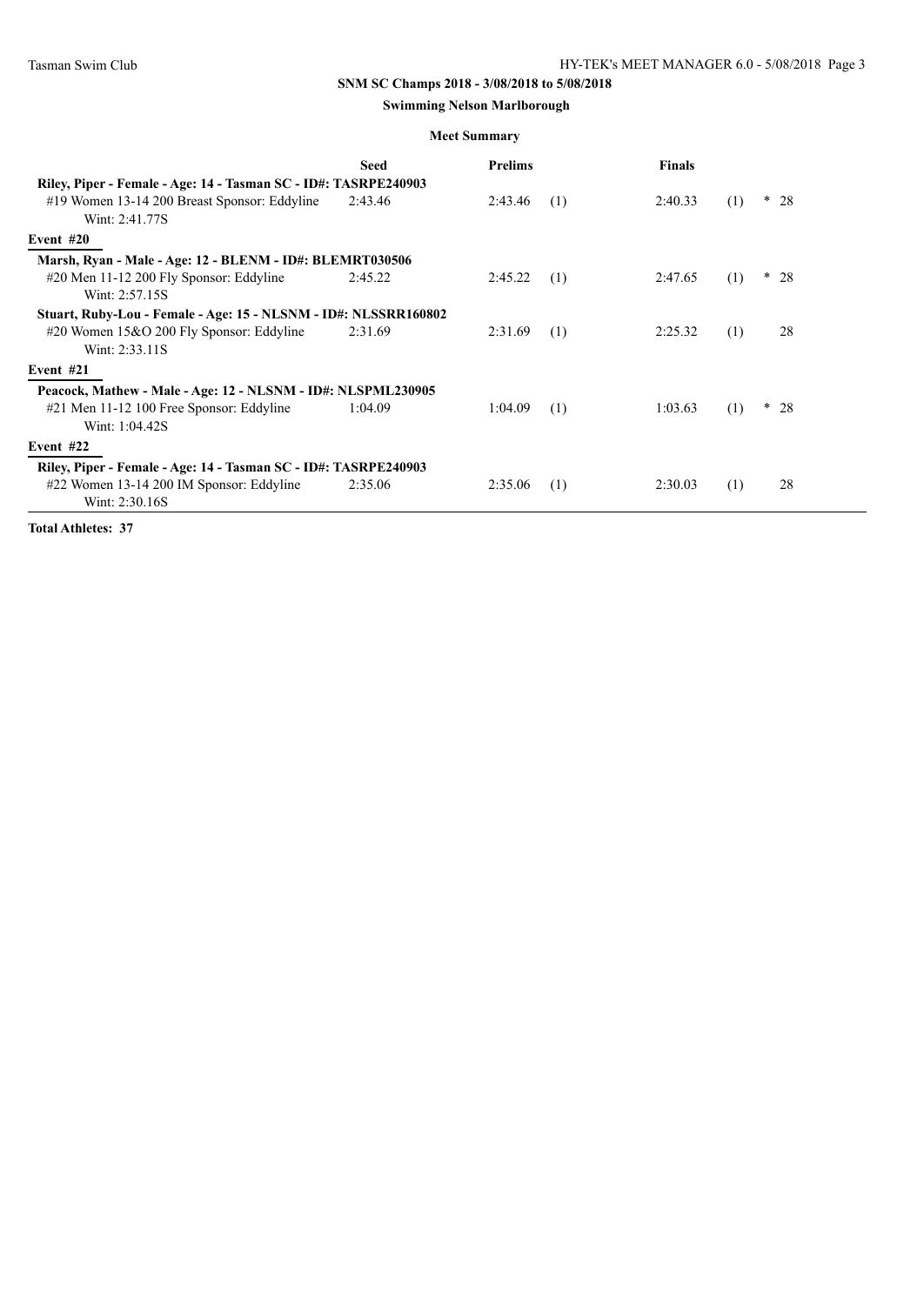**SNM SC Champs 2018 - 3/08/2018 to 5/08/2018**

**Swimming Nelson Marlborough**

**Meet Summary**

| | Seed | Prelims | | Finals | | |
|---|---|---|---|---|---|---|
| **Riley, Piper - Female - Age: 14 - Tasman SC - ID#: TASRPE240903** | | | | | | |
| #19 Women 13-14 200 Breast Sponsor: Eddyline<br>Wint: 2:41.77S | 2:43.46 | 2:43.46 | (1) | 2:40.33 | (1) | * 28 |
| **Event #20** | | | | | | |
| **Marsh, Ryan - Male - Age: 12 - BLENM - ID#: BLEMRT030506** | | | | | | |
| #20 Men 11-12 200 Fly Sponsor: Eddyline<br>Wint: 2:57.15S | 2:45.22 | 2:45.22 | (1) | 2:47.65 | (1) | * 28 |
| **Stuart, Ruby-Lou - Female - Age: 15 - NLSNM - ID#: NLSSRR160802** | | | | | | |
| #20 Women 15&O 200 Fly Sponsor: Eddyline<br>Wint: 2:33.11S | 2:31.69 | 2:31.69 | (1) | 2:25.32 | (1) | 28 |
| **Event #21** | | | | | | |
| **Peacock, Mathew - Male - Age: 12 - NLSNM - ID#: NLSPML230905** | | | | | | |
| #21 Men 11-12 100 Free Sponsor: Eddyline<br>Wint: 1:04.42S | 1:04.09 | 1:04.09 | (1) | 1:03.63 | (1) | * 28 |
| **Event #22** | | | | | | |
| **Riley, Piper - Female - Age: 14 - Tasman SC - ID#: TASRPE240903** | | | | | | |
| #22 Women 13-14 200 IM Sponsor: Eddyline<br>Wint: 2:30.16S | 2:35.06 | 2:35.06 | (1) | 2:30.03 | (1) | 28 |

**Total Athletes: 37**